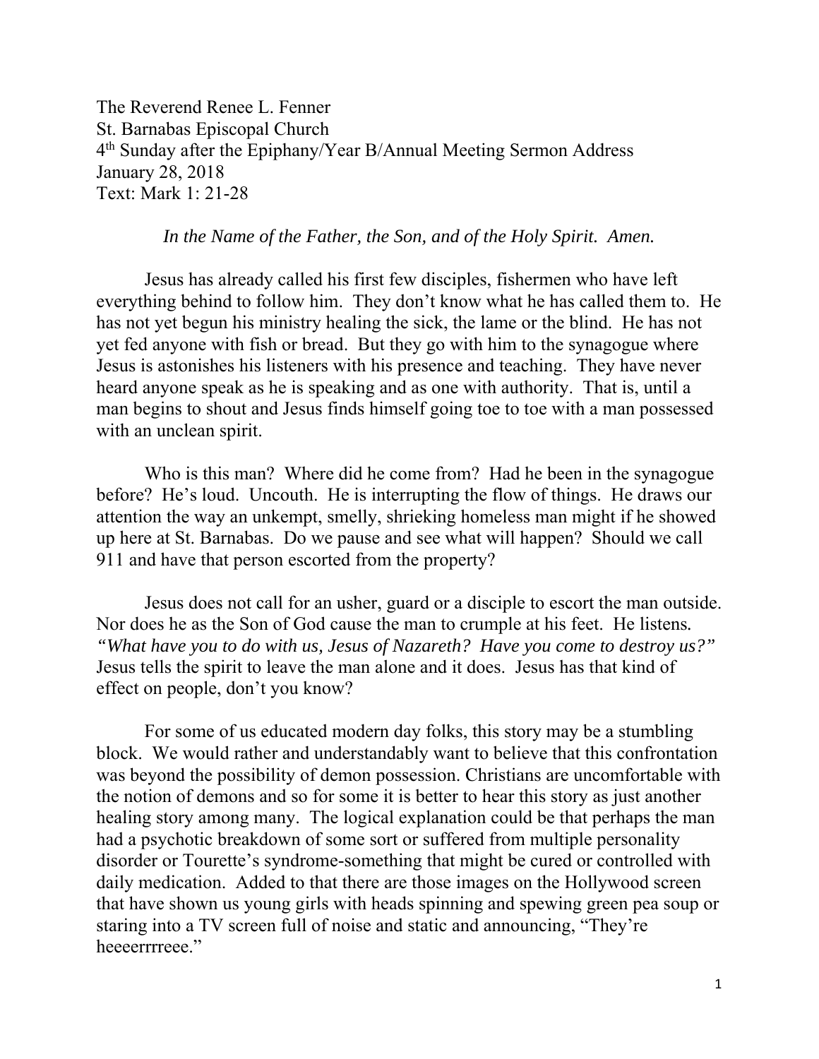The Reverend Renee L. Fenner
St. Barnabas Episcopal Church
4th Sunday after the Epiphany/Year B/Annual Meeting Sermon Address
January 28, 2018
Text: Mark 1: 21-28

*In the Name of the Father, the Son, and of the Holy Spirit. Amen.*

Jesus has already called his first few disciples, fishermen who have left everything behind to follow him. They don't know what he has called them to. He has not yet begun his ministry healing the sick, the lame or the blind. He has not yet fed anyone with fish or bread. But they go with him to the synagogue where Jesus is astonishes his listeners with his presence and teaching. They have never heard anyone speak as he is speaking and as one with authority. That is, until a man begins to shout and Jesus finds himself going toe to toe with a man possessed with an unclean spirit.

Who is this man? Where did he come from? Had he been in the synagogue before? He's loud. Uncouth. He is interrupting the flow of things. He draws our attention the way an unkempt, smelly, shrieking homeless man might if he showed up here at St. Barnabas. Do we pause and see what will happen? Should we call 911 and have that person escorted from the property?

Jesus does not call for an usher, guard or a disciple to escort the man outside. Nor does he as the Son of God cause the man to crumple at his feet. He listens. *"What have you to do with us, Jesus of Nazareth? Have you come to destroy us?"* Jesus tells the spirit to leave the man alone and it does. Jesus has that kind of effect on people, don't you know?

For some of us educated modern day folks, this story may be a stumbling block. We would rather and understandably want to believe that this confrontation was beyond the possibility of demon possession. Christians are uncomfortable with the notion of demons and so for some it is better to hear this story as just another healing story among many. The logical explanation could be that perhaps the man had a psychotic breakdown of some sort or suffered from multiple personality disorder or Tourette's syndrome-something that might be cured or controlled with daily medication. Added to that there are those images on the Hollywood screen that have shown us young girls with heads spinning and spewing green pea soup or staring into a TV screen full of noise and static and announcing, "They're heeeerrrreee."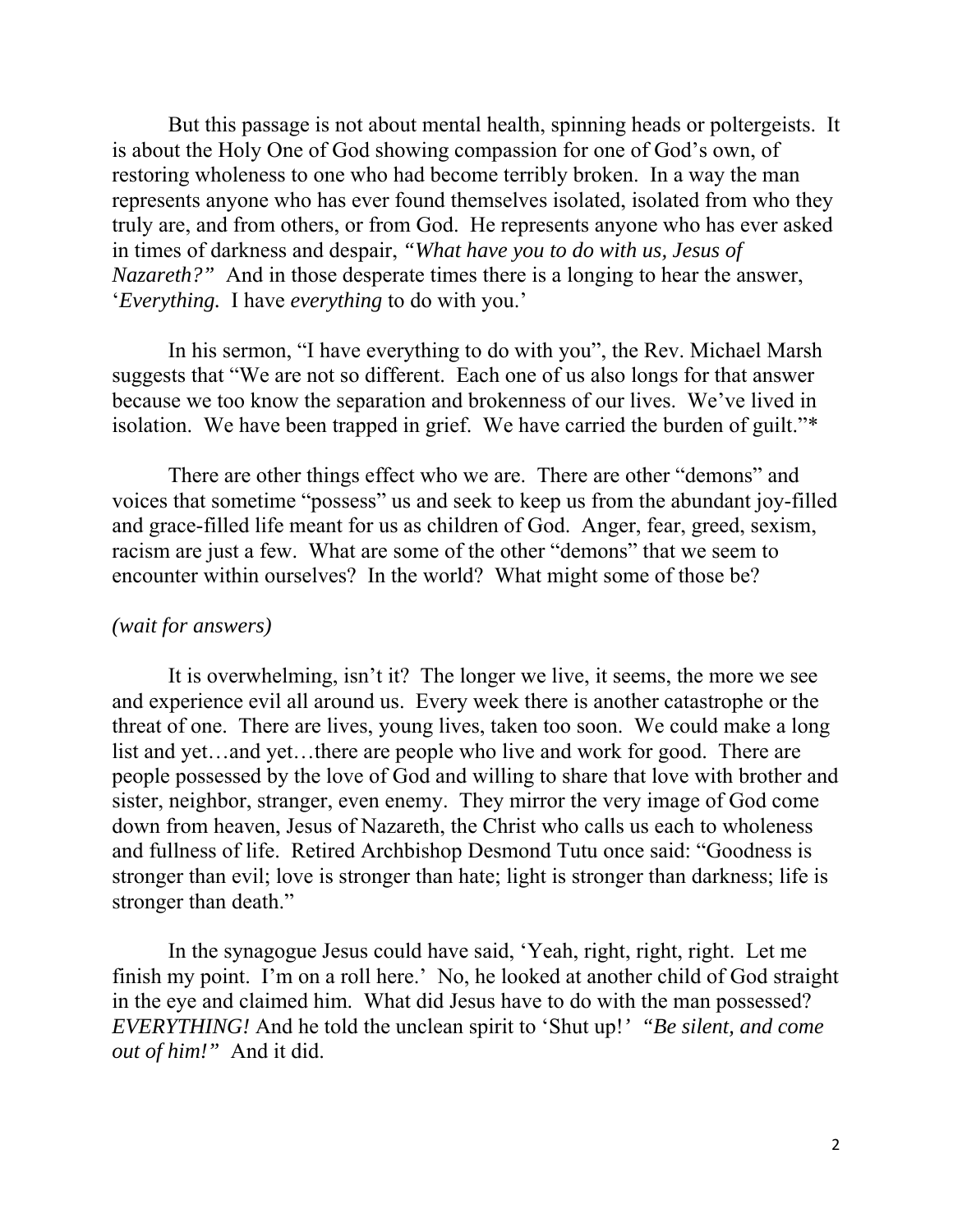But this passage is not about mental health, spinning heads or poltergeists. It is about the Holy One of God showing compassion for one of God's own, of restoring wholeness to one who had become terribly broken. In a way the man represents anyone who has ever found themselves isolated, isolated from who they truly are, and from others, or from God. He represents anyone who has ever asked in times of darkness and despair, *"What have you to do with us, Jesus of Nazareth?"* And in those desperate times there is a longing to hear the answer, '*Everything.* I have *everything* to do with you.'

In his sermon, "I have everything to do with you", the Rev. Michael Marsh suggests that "We are not so different. Each one of us also longs for that answer because we too know the separation and brokenness of our lives. We've lived in isolation. We have been trapped in grief. We have carried the burden of guilt."*

There are other things effect who we are. There are other "demons" and voices that sometime "possess" us and seek to keep us from the abundant joy-filled and grace-filled life meant for us as children of God. Anger, fear, greed, sexism, racism are just a few. What are some of the other "demons" that we seem to encounter within ourselves? In the world? What might some of those be?

*(wait for answers)*

It is overwhelming, isn't it? The longer we live, it seems, the more we see and experience evil all around us. Every week there is another catastrophe or the threat of one. There are lives, young lives, taken too soon. We could make a long list and yet…and yet…there are people who live and work for good. There are people possessed by the love of God and willing to share that love with brother and sister, neighbor, stranger, even enemy. They mirror the very image of God come down from heaven, Jesus of Nazareth, the Christ who calls us each to wholeness and fullness of life. Retired Archbishop Desmond Tutu once said: "Goodness is stronger than evil; love is stronger than hate; light is stronger than darkness; life is stronger than death."

In the synagogue Jesus could have said, 'Yeah, right, right, right. Let me finish my point. I'm on a roll here.' No, he looked at another child of God straight in the eye and claimed him. What did Jesus have to do with the man possessed? *EVERYTHING!* And he told the unclean spirit to 'Shut up!' *"Be silent, and come out of him!"* And it did.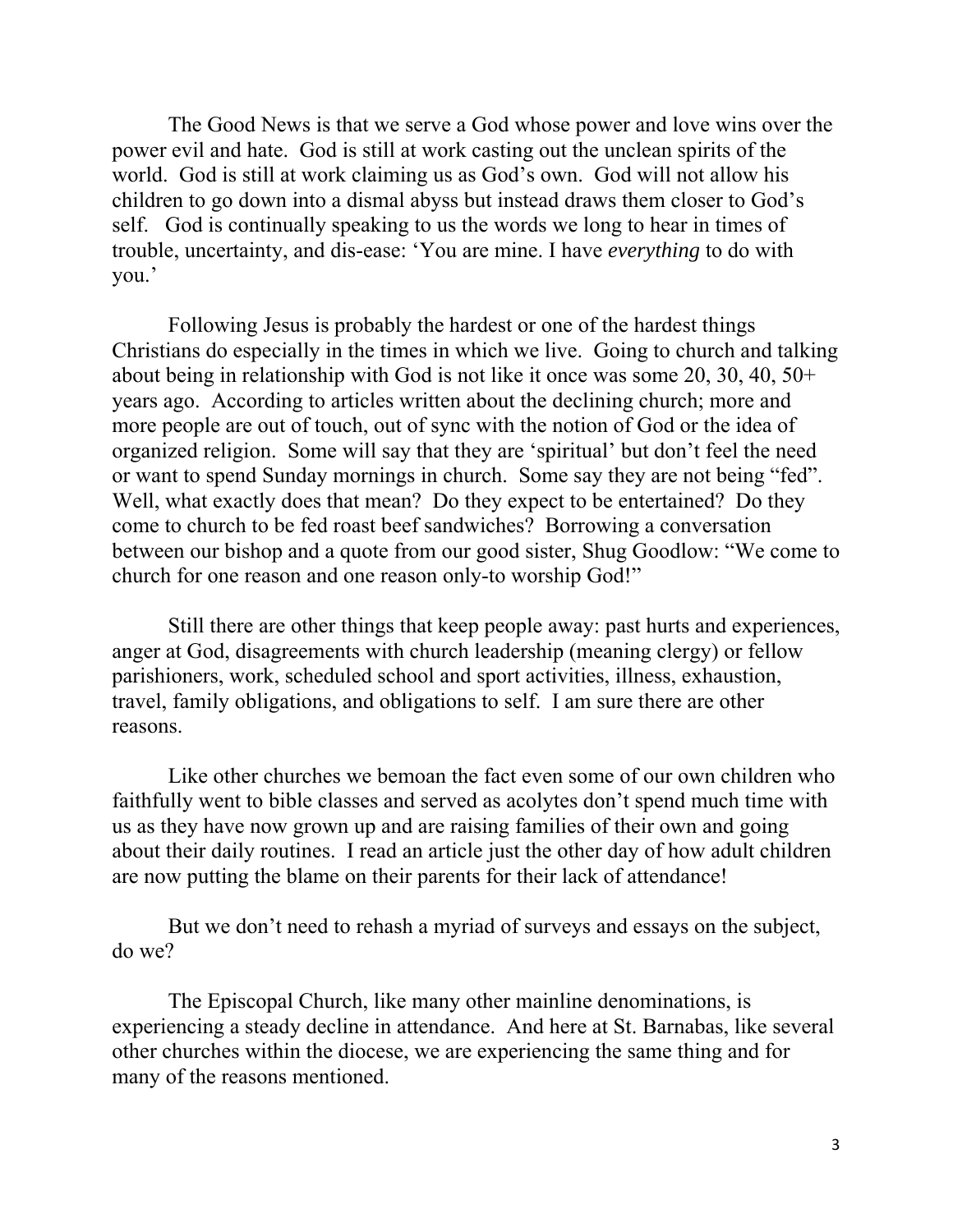The Good News is that we serve a God whose power and love wins over the power evil and hate. God is still at work casting out the unclean spirits of the world. God is still at work claiming us as God's own. God will not allow his children to go down into a dismal abyss but instead draws them closer to God's self. God is continually speaking to us the words we long to hear in times of trouble, uncertainty, and dis-ease: 'You are mine. I have *everything* to do with you.'

Following Jesus is probably the hardest or one of the hardest things Christians do especially in the times in which we live. Going to church and talking about being in relationship with God is not like it once was some 20, 30, 40, 50+ years ago. According to articles written about the declining church; more and more people are out of touch, out of sync with the notion of God or the idea of organized religion. Some will say that they are 'spiritual' but don't feel the need or want to spend Sunday mornings in church. Some say they are not being "fed". Well, what exactly does that mean? Do they expect to be entertained? Do they come to church to be fed roast beef sandwiches? Borrowing a conversation between our bishop and a quote from our good sister, Shug Goodlow: "We come to church for one reason and one reason only-to worship God!"

Still there are other things that keep people away: past hurts and experiences, anger at God, disagreements with church leadership (meaning clergy) or fellow parishioners, work, scheduled school and sport activities, illness, exhaustion, travel, family obligations, and obligations to self. I am sure there are other reasons.

Like other churches we bemoan the fact even some of our own children who faithfully went to bible classes and served as acolytes don't spend much time with us as they have now grown up and are raising families of their own and going about their daily routines. I read an article just the other day of how adult children are now putting the blame on their parents for their lack of attendance!

But we don't need to rehash a myriad of surveys and essays on the subject, do we?

The Episcopal Church, like many other mainline denominations, is experiencing a steady decline in attendance. And here at St. Barnabas, like several other churches within the diocese, we are experiencing the same thing and for many of the reasons mentioned.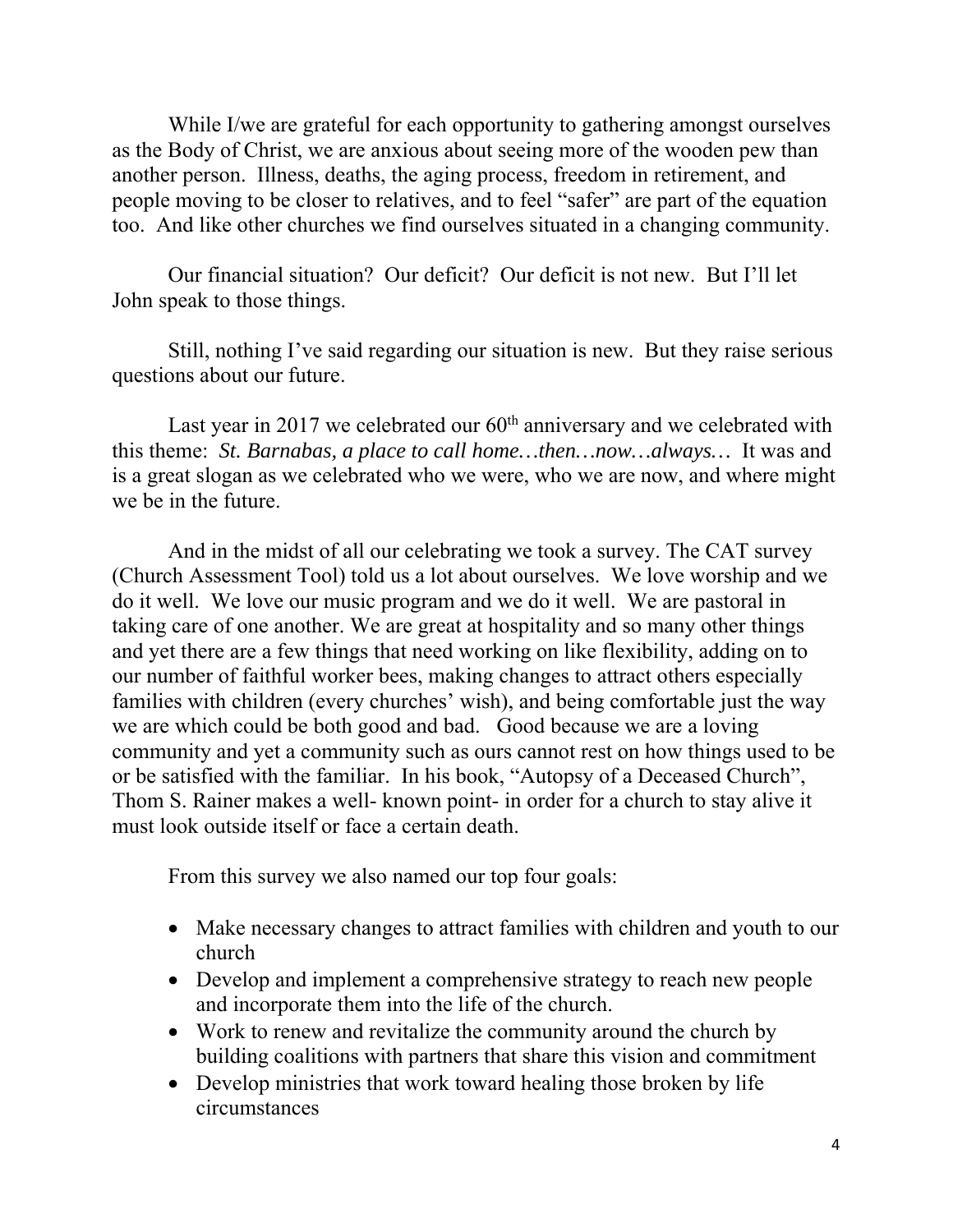While I/we are grateful for each opportunity to gathering amongst ourselves as the Body of Christ, we are anxious about seeing more of the wooden pew than another person. Illness, deaths, the aging process, freedom in retirement, and people moving to be closer to relatives, and to feel "safer" are part of the equation too. And like other churches we find ourselves situated in a changing community.

Our financial situation? Our deficit? Our deficit is not new. But I'll let John speak to those things.

Still, nothing I've said regarding our situation is new. But they raise serious questions about our future.

Last year in 2017 we celebrated our 60th anniversary and we celebrated with this theme: *St. Barnabas, a place to call home…then…now…always…* It was and is a great slogan as we celebrated who we were, who we are now, and where might we be in the future.

And in the midst of all our celebrating we took a survey. The CAT survey (Church Assessment Tool) told us a lot about ourselves. We love worship and we do it well. We love our music program and we do it well. We are pastoral in taking care of one another. We are great at hospitality and so many other things and yet there are a few things that need working on like flexibility, adding on to our number of faithful worker bees, making changes to attract others especially families with children (every churches' wish), and being comfortable just the way we are which could be both good and bad. Good because we are a loving community and yet a community such as ours cannot rest on how things used to be or be satisfied with the familiar. In his book, "Autopsy of a Deceased Church", Thom S. Rainer makes a well- known point- in order for a church to stay alive it must look outside itself or face a certain death.

From this survey we also named our top four goals:

- Make necessary changes to attract families with children and youth to our church
- Develop and implement a comprehensive strategy to reach new people and incorporate them into the life of the church.
- Work to renew and revitalize the community around the church by building coalitions with partners that share this vision and commitment
- Develop ministries that work toward healing those broken by life circumstances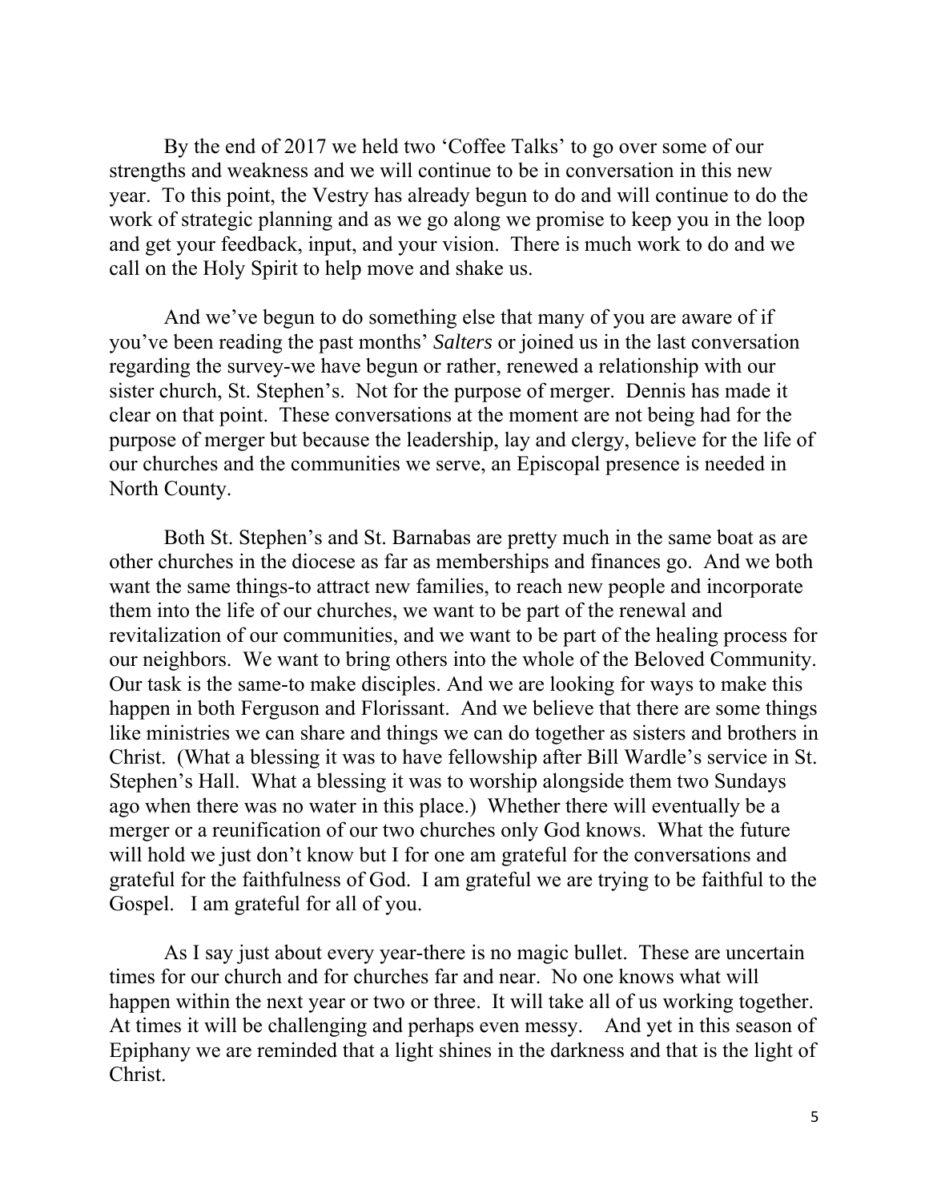By the end of 2017 we held two 'Coffee Talks' to go over some of our strengths and weakness and we will continue to be in conversation in this new year. To this point, the Vestry has already begun to do and will continue to do the work of strategic planning and as we go along we promise to keep you in the loop and get your feedback, input, and your vision. There is much work to do and we call on the Holy Spirit to help move and shake us.

And we've begun to do something else that many of you are aware of if you've been reading the past months' *Salters* or joined us in the last conversation regarding the survey-we have begun or rather, renewed a relationship with our sister church, St. Stephen's. Not for the purpose of merger. Dennis has made it clear on that point. These conversations at the moment are not being had for the purpose of merger but because the leadership, lay and clergy, believe for the life of our churches and the communities we serve, an Episcopal presence is needed in North County.

Both St. Stephen's and St. Barnabas are pretty much in the same boat as are other churches in the diocese as far as memberships and finances go. And we both want the same things-to attract new families, to reach new people and incorporate them into the life of our churches, we want to be part of the renewal and revitalization of our communities, and we want to be part of the healing process for our neighbors. We want to bring others into the whole of the Beloved Community. Our task is the same-to make disciples. And we are looking for ways to make this happen in both Ferguson and Florissant. And we believe that there are some things like ministries we can share and things we can do together as sisters and brothers in Christ. (What a blessing it was to have fellowship after Bill Wardle's service in St. Stephen's Hall. What a blessing it was to worship alongside them two Sundays ago when there was no water in this place.) Whether there will eventually be a merger or a reunification of our two churches only God knows. What the future will hold we just don't know but I for one am grateful for the conversations and grateful for the faithfulness of God. I am grateful we are trying to be faithful to the Gospel. I am grateful for all of you.

As I say just about every year-there is no magic bullet. These are uncertain times for our church and for churches far and near. No one knows what will happen within the next year or two or three. It will take all of us working together. At times it will be challenging and perhaps even messy. And yet in this season of Epiphany we are reminded that a light shines in the darkness and that is the light of Christ.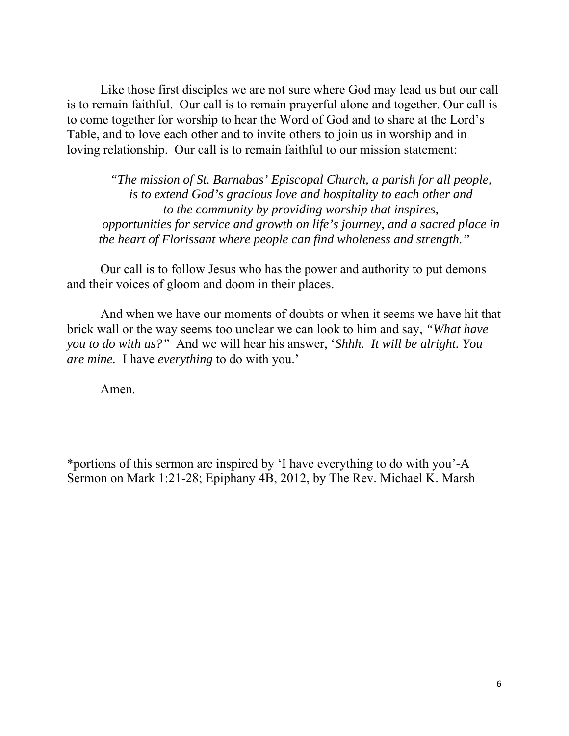Like those first disciples we are not sure where God may lead us but our call is to remain faithful. Our call is to remain prayerful alone and together. Our call is to come together for worship to hear the Word of God and to share at the Lord's Table, and to love each other and to invite others to join us in worship and in loving relationship. Our call is to remain faithful to our mission statement:

> *"The mission of St. Barnabas' Episcopal Church, a parish for all people, is to extend God's gracious love and hospitality to each other and to the community by providing worship that inspires, opportunities for service and growth on life's journey, and a sacred place in the heart of Florissant where people can find wholeness and strength."*

Our call is to follow Jesus who has the power and authority to put demons and their voices of gloom and doom in their places.

And when we have our moments of doubts or when it seems we have hit that brick wall or the way seems too unclear we can look to him and say, *"What have you to do with us?"* And we will hear his answer, '*Shhh. It will be alright. You are mine.* I have *everything* to do with you.'

Amen.

*portions of this sermon are inspired by 'I have everything to do with you'-A Sermon on Mark 1:21-28; Epiphany 4B, 2012, by The Rev. Michael K. Marsh